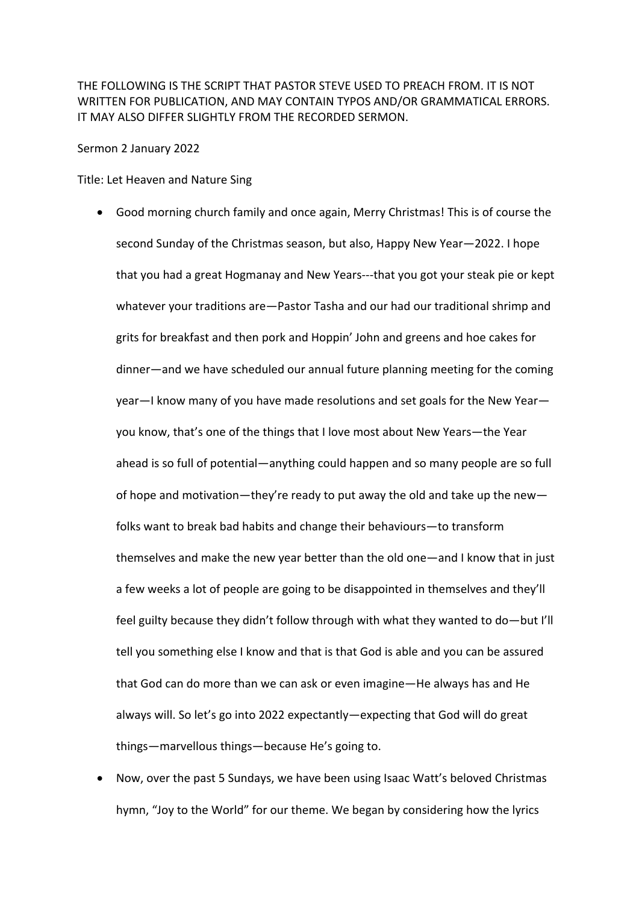THE FOLLOWING IS THE SCRIPT THAT PASTOR STEVE USED TO PREACH FROM. IT IS NOT WRITTEN FOR PUBLICATION, AND MAY CONTAIN TYPOS AND/OR GRAMMATICAL ERRORS. IT MAY ALSO DIFFER SLIGHTLY FROM THE RECORDED SERMON.

Sermon 2 January 2022

Title: Let Heaven and Nature Sing

- Good morning church family and once again, Merry Christmas! This is of course the second Sunday of the Christmas season, but also, Happy New Year—2022. I hope that you had a great Hogmanay and New Years---that you got your steak pie or kept whatever your traditions are—Pastor Tasha and our had our traditional shrimp and grits for breakfast and then pork and Hoppin' John and greens and hoe cakes for dinner—and we have scheduled our annual future planning meeting for the coming year—I know many of you have made resolutions and set goals for the New Year—you know, that's one of the things that I love most about New Years—the Year ahead is so full of potential—anything could happen and so many people are so full of hope and motivation—they're ready to put away the old and take up the new—folks want to break bad habits and change their behaviours—to transform themselves and make the new year better than the old one—and I know that in just a few weeks a lot of people are going to be disappointed in themselves and they'll feel guilty because they didn't follow through with what they wanted to do—but I'll tell you something else I know and that is that God is able and you can be assured that God can do more than we can ask or even imagine—He always has and He always will. So let's go into 2022 expectantly—expecting that God will do great things—marvellous things—because He's going to.
- Now, over the past 5 Sundays, we have been using Isaac Watt's beloved Christmas hymn, "Joy to the World" for our theme. We began by considering how the lyrics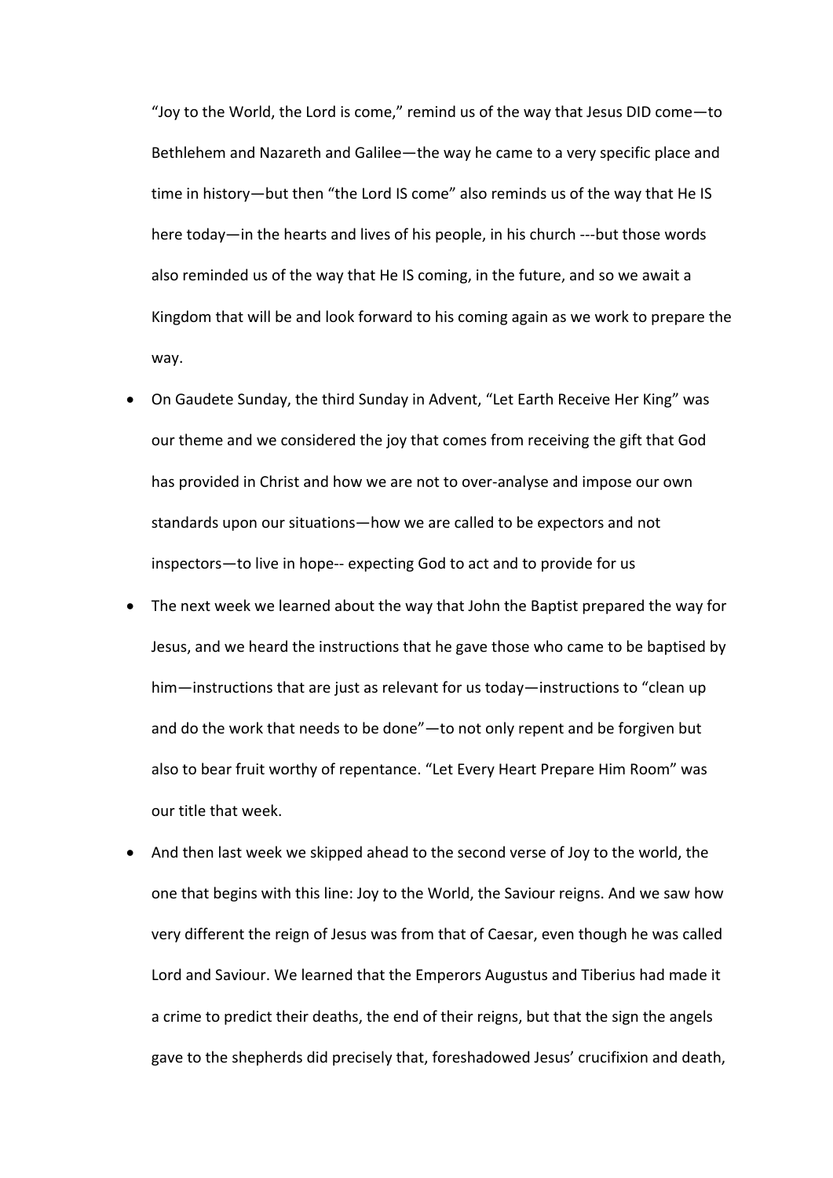"Joy to the World, the Lord is come," remind us of the way that Jesus DID come—to Bethlehem and Nazareth and Galilee—the way he came to a very specific place and time in history—but then "the Lord IS come" also reminds us of the way that He IS here today—in the hearts and lives of his people, in his church ---but those words also reminded us of the way that He IS coming, in the future, and so we await a Kingdom that will be and look forward to his coming again as we work to prepare the way.

- On Gaudete Sunday, the third Sunday in Advent, "Let Earth Receive Her King" was our theme and we considered the joy that comes from receiving the gift that God has provided in Christ and how we are not to over-analyse and impose our own standards upon our situations—how we are called to be expectors and not inspectors—to live in hope-- expecting God to act and to provide for us
- The next week we learned about the way that John the Baptist prepared the way for Jesus, and we heard the instructions that he gave those who came to be baptised by him—instructions that are just as relevant for us today—instructions to "clean up and do the work that needs to be done"—to not only repent and be forgiven but also to bear fruit worthy of repentance. "Let Every Heart Prepare Him Room" was our title that week.
- And then last week we skipped ahead to the second verse of Joy to the world, the one that begins with this line: Joy to the World, the Saviour reigns. And we saw how very different the reign of Jesus was from that of Caesar, even though he was called Lord and Saviour. We learned that the Emperors Augustus and Tiberius had made it a crime to predict their deaths, the end of their reigns, but that the sign the angels gave to the shepherds did precisely that, foreshadowed Jesus' crucifixion and death,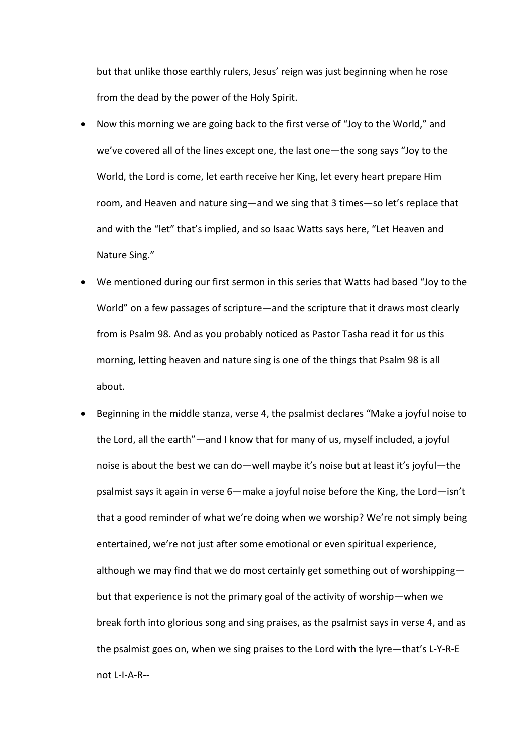but that unlike those earthly rulers, Jesus' reign was just beginning when he rose from the dead by the power of the Holy Spirit.

- Now this morning we are going back to the first verse of "Joy to the World," and we've covered all of the lines except one, the last one—the song says "Joy to the World, the Lord is come, let earth receive her King, let every heart prepare Him room, and Heaven and nature sing—and we sing that 3 times—so let's replace that and with the "let" that's implied, and so Isaac Watts says here, "Let Heaven and Nature Sing."
- We mentioned during our first sermon in this series that Watts had based "Joy to the World" on a few passages of scripture—and the scripture that it draws most clearly from is Psalm 98. And as you probably noticed as Pastor Tasha read it for us this morning, letting heaven and nature sing is one of the things that Psalm 98 is all about.
- Beginning in the middle stanza, verse 4, the psalmist declares "Make a joyful noise to the Lord, all the earth"—and I know that for many of us, myself included, a joyful noise is about the best we can do—well maybe it's noise but at least it's joyful—the psalmist says it again in verse 6—make a joyful noise before the King, the Lord—isn't that a good reminder of what we're doing when we worship? We're not simply being entertained, we're not just after some emotional or even spiritual experience, although we may find that we do most certainly get something out of worshipping—but that experience is not the primary goal of the activity of worship—when we break forth into glorious song and sing praises, as the psalmist says in verse 4, and as the psalmist goes on, when we sing praises to the Lord with the lyre—that's L-Y-R-E not L-I-A-R--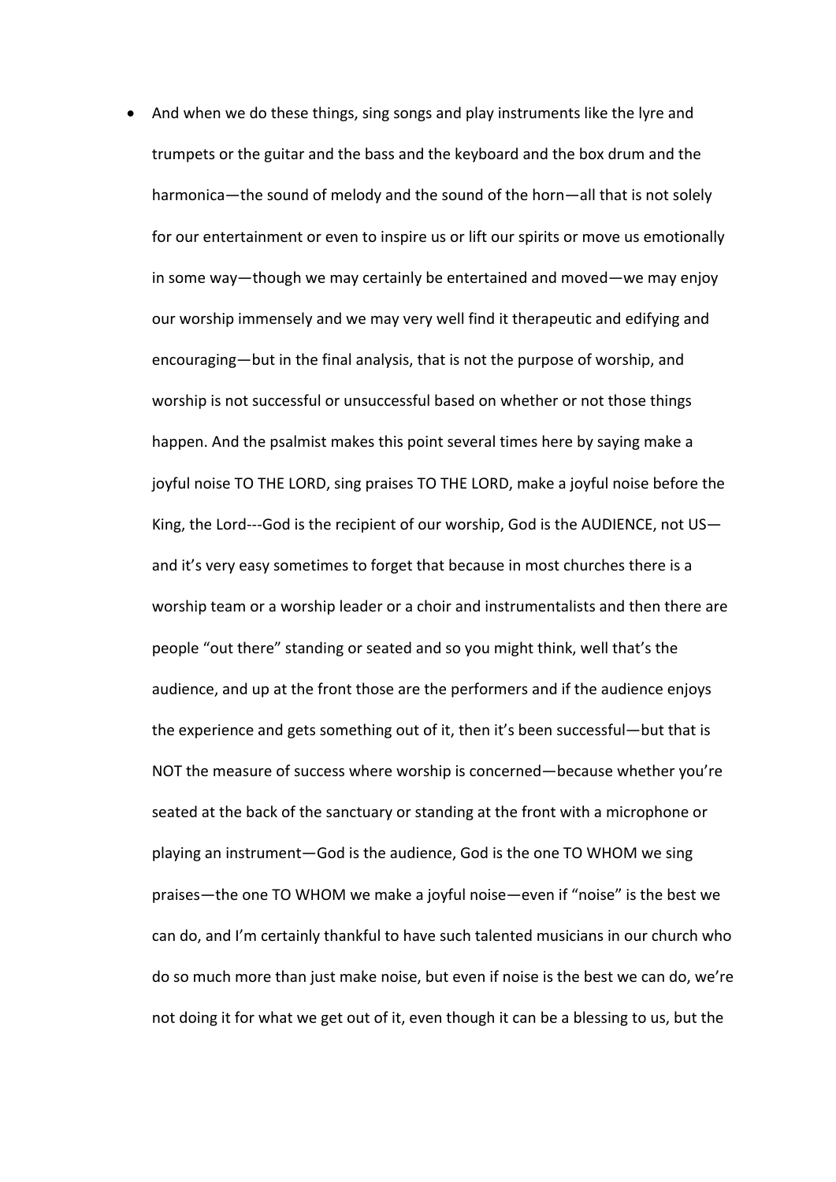- And when we do these things, sing songs and play instruments like the lyre and trumpets or the guitar and the bass and the keyboard and the box drum and the harmonica—the sound of melody and the sound of the horn—all that is not solely for our entertainment or even to inspire us or lift our spirits or move us emotionally in some way—though we may certainly be entertained and moved—we may enjoy our worship immensely and we may very well find it therapeutic and edifying and encouraging—but in the final analysis, that is not the purpose of worship, and worship is not successful or unsuccessful based on whether or not those things happen. And the psalmist makes this point several times here by saying make a joyful noise TO THE LORD, sing praises TO THE LORD, make a joyful noise before the King, the Lord---God is the recipient of our worship, God is the AUDIENCE, not US—and it's very easy sometimes to forget that because in most churches there is a worship team or a worship leader or a choir and instrumentalists and then there are people "out there" standing or seated and so you might think, well that's the audience, and up at the front those are the performers and if the audience enjoys the experience and gets something out of it, then it's been successful—but that is NOT the measure of success where worship is concerned—because whether you're seated at the back of the sanctuary or standing at the front with a microphone or playing an instrument—God is the audience, God is the one TO WHOM we sing praises—the one TO WHOM we make a joyful noise—even if "noise" is the best we can do, and I'm certainly thankful to have such talented musicians in our church who do so much more than just make noise, but even if noise is the best we can do, we're not doing it for what we get out of it, even though it can be a blessing to us, but the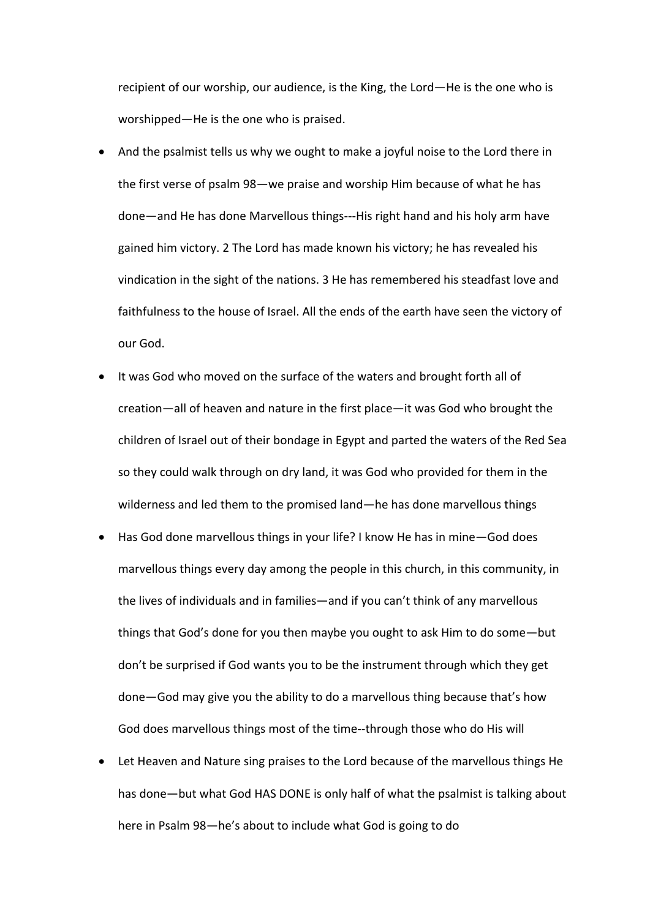recipient of our worship, our audience, is the King, the Lord—He is the one who is worshipped—He is the one who is praised.

- And the psalmist tells us why we ought to make a joyful noise to the Lord there in the first verse of psalm 98—we praise and worship Him because of what he has done—and He has done Marvellous things---His right hand and his holy arm have gained him victory. 2 The Lord has made known his victory; he has revealed his vindication in the sight of the nations. 3 He has remembered his steadfast love and faithfulness to the house of Israel. All the ends of the earth have seen the victory of our God.
- It was God who moved on the surface of the waters and brought forth all of creation—all of heaven and nature in the first place—it was God who brought the children of Israel out of their bondage in Egypt and parted the waters of the Red Sea so they could walk through on dry land, it was God who provided for them in the wilderness and led them to the promised land—he has done marvellous things
- Has God done marvellous things in your life? I know He has in mine—God does marvellous things every day among the people in this church, in this community, in the lives of individuals and in families—and if you can't think of any marvellous things that God's done for you then maybe you ought to ask Him to do some—but don't be surprised if God wants you to be the instrument through which they get done—God may give you the ability to do a marvellous thing because that's how God does marvellous things most of the time--through those who do His will
- Let Heaven and Nature sing praises to the Lord because of the marvellous things He has done—but what God HAS DONE is only half of what the psalmist is talking about here in Psalm 98—he's about to include what God is going to do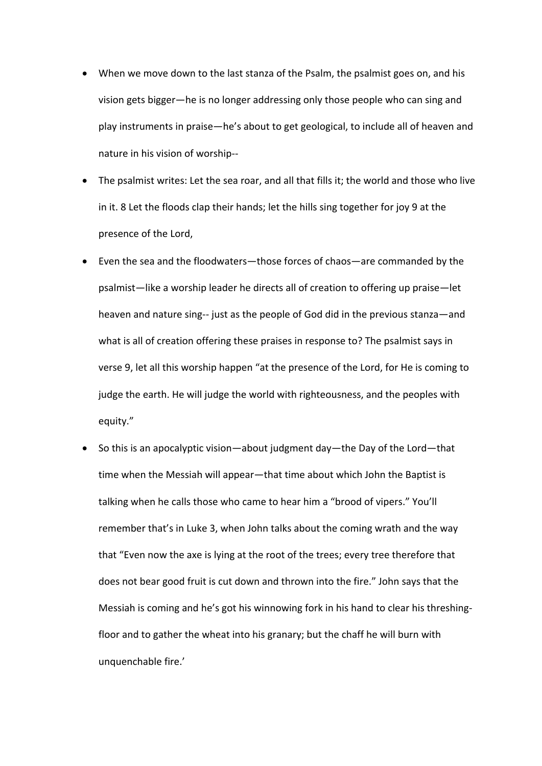- When we move down to the last stanza of the Psalm, the psalmist goes on, and his vision gets bigger—he is no longer addressing only those people who can sing and play instruments in praise—he's about to get geological, to include all of heaven and nature in his vision of worship--
- The psalmist writes: Let the sea roar, and all that fills it; the world and those who live in it. 8 Let the floods clap their hands; let the hills sing together for joy 9 at the presence of the Lord,
- Even the sea and the floodwaters—those forces of chaos—are commanded by the psalmist—like a worship leader he directs all of creation to offering up praise—let heaven and nature sing-- just as the people of God did in the previous stanza—and what is all of creation offering these praises in response to? The psalmist says in verse 9, let all this worship happen "at the presence of the Lord, for He is coming to judge the earth. He will judge the world with righteousness, and the peoples with equity."
- So this is an apocalyptic vision—about judgment day—the Day of the Lord—that time when the Messiah will appear—that time about which John the Baptist is talking when he calls those who came to hear him a "brood of vipers." You'll remember that's in Luke 3, when John talks about the coming wrath and the way that "Even now the axe is lying at the root of the trees; every tree therefore that does not bear good fruit is cut down and thrown into the fire." John says that the Messiah is coming and he's got his winnowing fork in his hand to clear his threshing-floor and to gather the wheat into his granary; but the chaff he will burn with unquenchable fire.'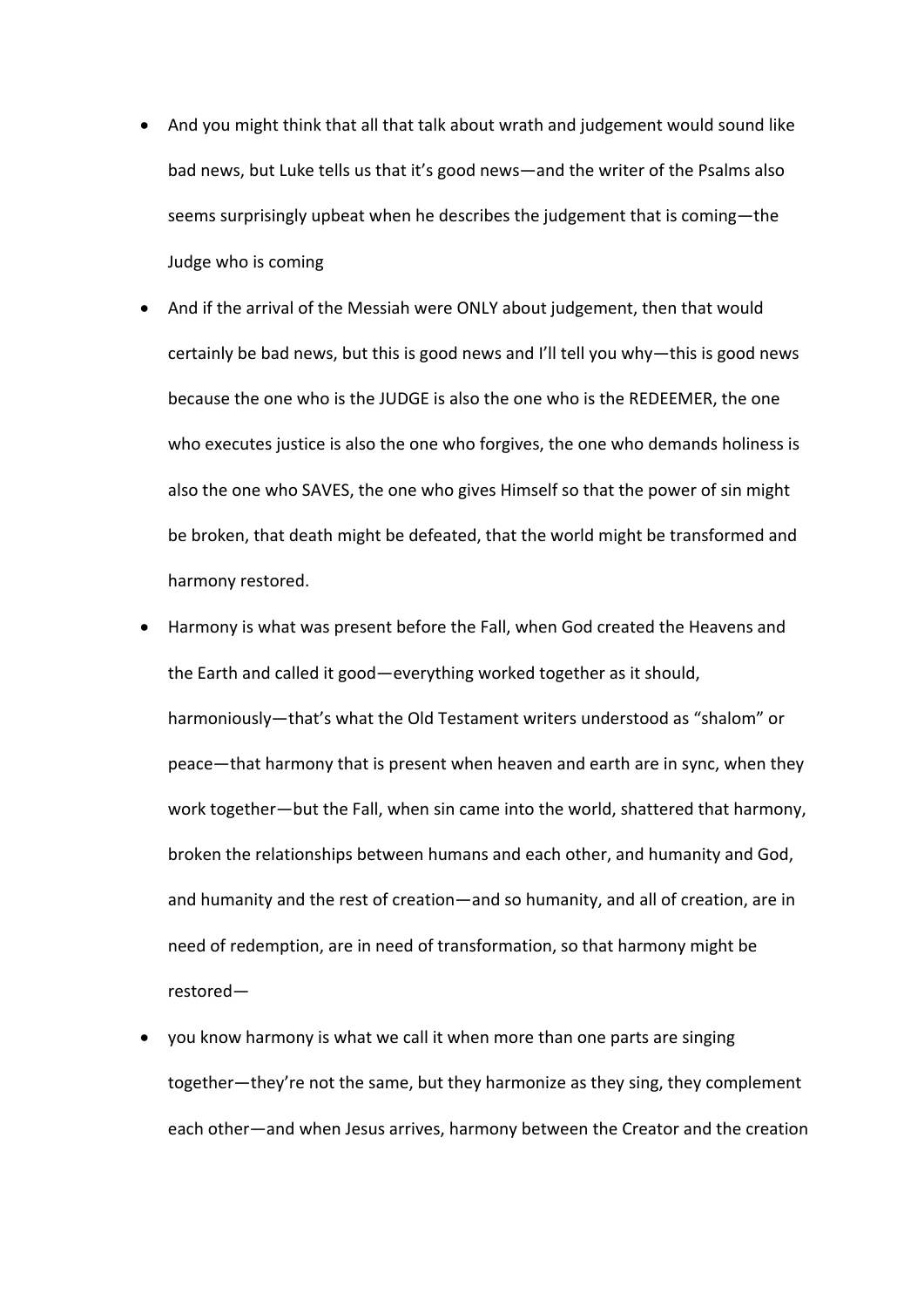- And you might think that all that talk about wrath and judgement would sound like bad news, but Luke tells us that it's good news—and the writer of the Psalms also seems surprisingly upbeat when he describes the judgement that is coming—the Judge who is coming
- And if the arrival of the Messiah were ONLY about judgement, then that would certainly be bad news, but this is good news and I'll tell you why—this is good news because the one who is the JUDGE is also the one who is the REDEEMER, the one who executes justice is also the one who forgives, the one who demands holiness is also the one who SAVES, the one who gives Himself so that the power of sin might be broken, that death might be defeated, that the world might be transformed and harmony restored.
- Harmony is what was present before the Fall, when God created the Heavens and the Earth and called it good—everything worked together as it should, harmoniously—that's what the Old Testament writers understood as "shalom" or peace—that harmony that is present when heaven and earth are in sync, when they work together—but the Fall, when sin came into the world, shattered that harmony, broken the relationships between humans and each other, and humanity and God, and humanity and the rest of creation—and so humanity, and all of creation, are in need of redemption, are in need of transformation, so that harmony might be restored—
- you know harmony is what we call it when more than one parts are singing together—they're not the same, but they harmonize as they sing, they complement each other—and when Jesus arrives, harmony between the Creator and the creation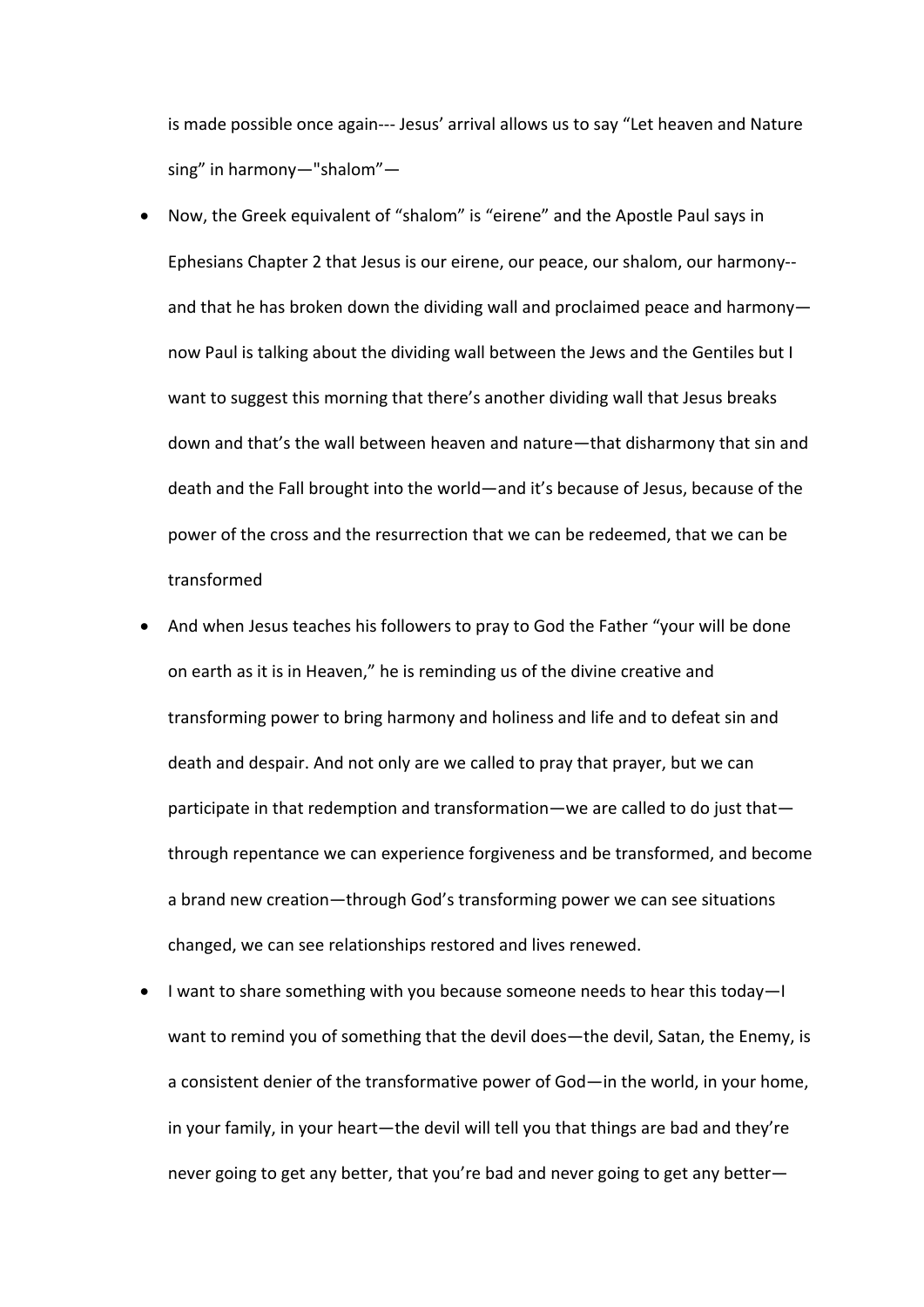is made possible once again--- Jesus' arrival allows us to say "Let heaven and Nature sing" in harmony—"shalom"—

- Now, the Greek equivalent of "shalom" is "eirene" and the Apostle Paul says in Ephesians Chapter 2 that Jesus is our eirene, our peace, our shalom, our harmony--and that he has broken down the dividing wall and proclaimed peace and harmony—now Paul is talking about the dividing wall between the Jews and the Gentiles but I want to suggest this morning that there's another dividing wall that Jesus breaks down and that's the wall between heaven and nature—that disharmony that sin and death and the Fall brought into the world—and it's because of Jesus, because of the power of the cross and the resurrection that we can be redeemed, that we can be transformed
- And when Jesus teaches his followers to pray to God the Father "your will be done on earth as it is in Heaven," he is reminding us of the divine creative and transforming power to bring harmony and holiness and life and to defeat sin and death and despair. And not only are we called to pray that prayer, but we can participate in that redemption and transformation—we are called to do just that—through repentance we can experience forgiveness and be transformed, and become a brand new creation—through God's transforming power we can see situations changed, we can see relationships restored and lives renewed.
- I want to share something with you because someone needs to hear this today—I want to remind you of something that the devil does—the devil, Satan, the Enemy, is a consistent denier of the transformative power of God—in the world, in your home, in your family, in your heart—the devil will tell you that things are bad and they're never going to get any better, that you're bad and never going to get any better—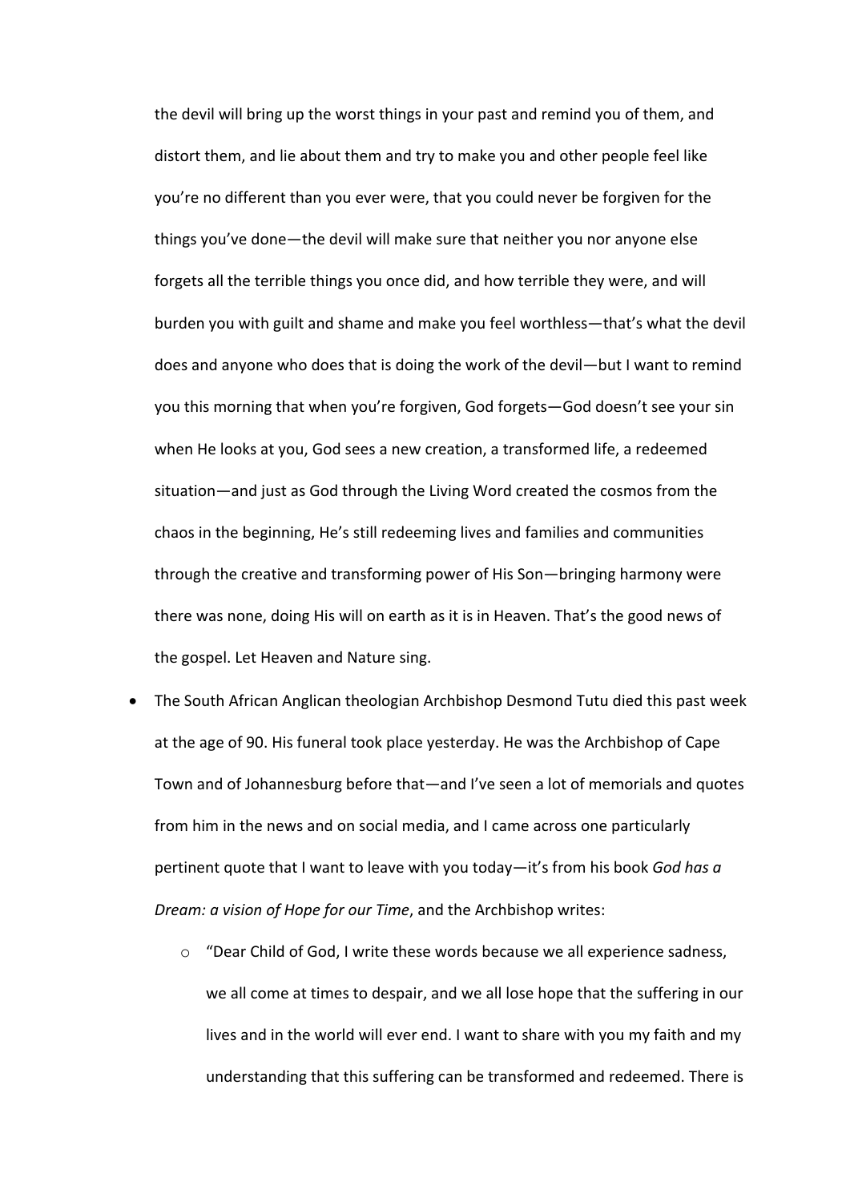the devil will bring up the worst things in your past and remind you of them, and distort them, and lie about them and try to make you and other people feel like you're no different than you ever were, that you could never be forgiven for the things you've done—the devil will make sure that neither you nor anyone else forgets all the terrible things you once did, and how terrible they were, and will burden you with guilt and shame and make you feel worthless—that's what the devil does and anyone who does that is doing the work of the devil—but I want to remind you this morning that when you're forgiven, God forgets—God doesn't see your sin when He looks at you, God sees a new creation, a transformed life, a redeemed situation—and just as God through the Living Word created the cosmos from the chaos in the beginning, He's still redeeming lives and families and communities through the creative and transforming power of His Son—bringing harmony were there was none, doing His will on earth as it is in Heaven. That's the good news of the gospel. Let Heaven and Nature sing.

- The South African Anglican theologian Archbishop Desmond Tutu died this past week at the age of 90. His funeral took place yesterday. He was the Archbishop of Cape Town and of Johannesburg before that—and I've seen a lot of memorials and quotes from him in the news and on social media, and I came across one particularly pertinent quote that I want to leave with you today—it's from his book *God has a Dream: a vision of Hope for our Time*, and the Archbishop writes:
    - "Dear Child of God, I write these words because we all experience sadness, we all come at times to despair, and we all lose hope that the suffering in our lives and in the world will ever end. I want to share with you my faith and my understanding that this suffering can be transformed and redeemed. There is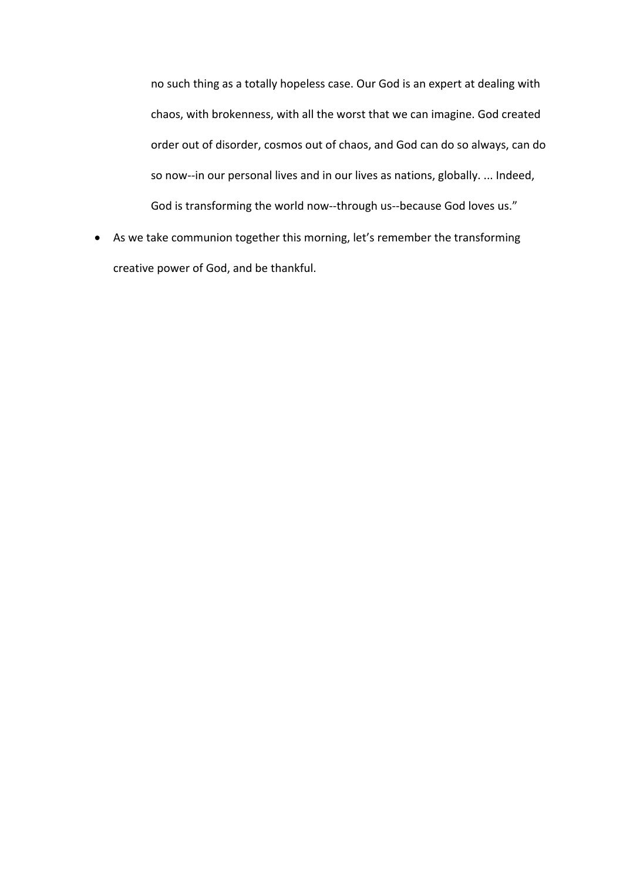> no such thing as a totally hopeless case. Our God is an expert at dealing with chaos, with brokenness, with all the worst that we can imagine. God created order out of disorder, cosmos out of chaos, and God can do so always, can do so now--in our personal lives and in our lives as nations, globally. ... Indeed, God is transforming the world now--through us--because God loves us."

- As we take communion together this morning, let's remember the transforming creative power of God, and be thankful.